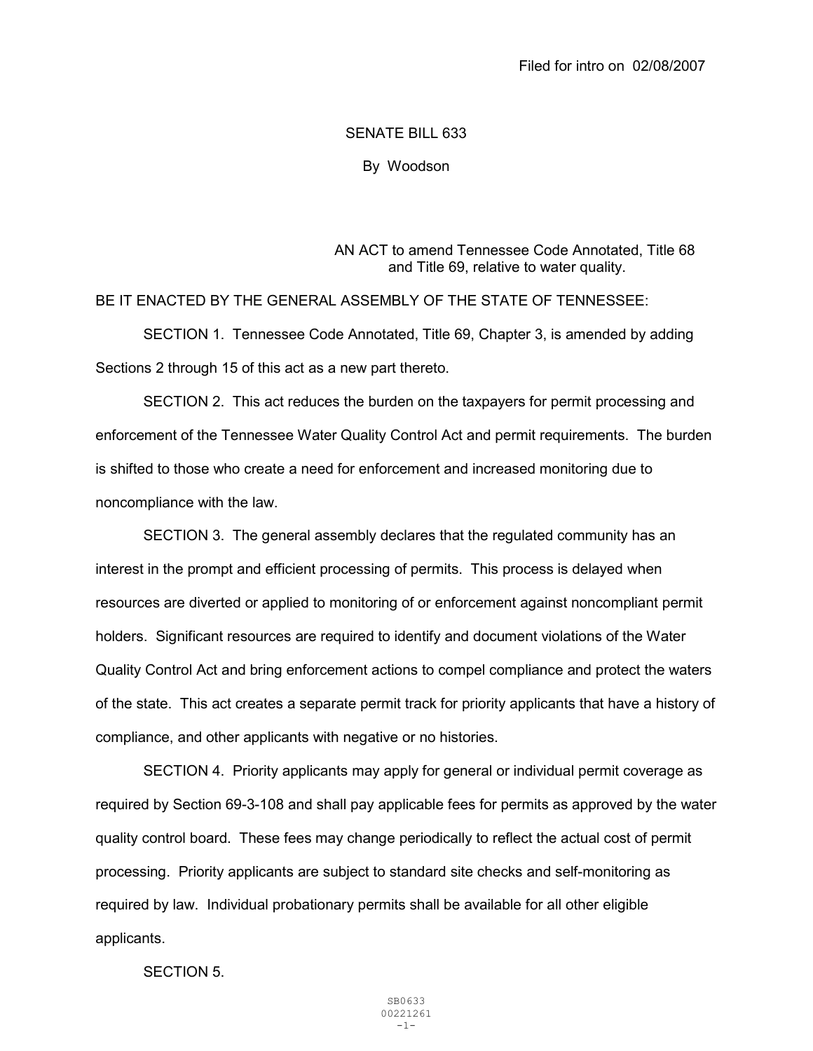Filed for intro on 02/08/2007

SENATE BILL 633

By Woodson

AN ACT to amend Tennessee Code Annotated, Title 68 and Title 69, relative to water quality.

BE IT ENACTED BY THE GENERAL ASSEMBLY OF THE STATE OF TENNESSEE:

SECTION 1. Tennessee Code Annotated, Title 69, Chapter 3, is amended by adding Sections 2 through 15 of this act as a new part thereto.

SECTION 2. This act reduces the burden on the taxpayers for permit processing and enforcement of the Tennessee Water Quality Control Act and permit requirements. The burden is shifted to those who create a need for enforcement and increased monitoring due to noncompliance with the law.

SECTION 3. The general assembly declares that the regulated community has an interest in the prompt and efficient processing of permits. This process is delayed when resources are diverted or applied to monitoring of or enforcement against noncompliant permit holders. Significant resources are required to identify and document violations of the Water Quality Control Act and bring enforcement actions to compel compliance and protect the waters of the state. This act creates a separate permit track for priority applicants that have a history of compliance, and other applicants with negative or no histories.

SECTION 4. Priority applicants may apply for general or individual permit coverage as required by Section 69-3-108 and shall pay applicable fees for permits as approved by the water quality control board. These fees may change periodically to reflect the actual cost of permit processing. Priority applicants are subject to standard site checks and self-monitoring as required by law. Individual probationary permits shall be available for all other eligible applicants.

SECTION 5.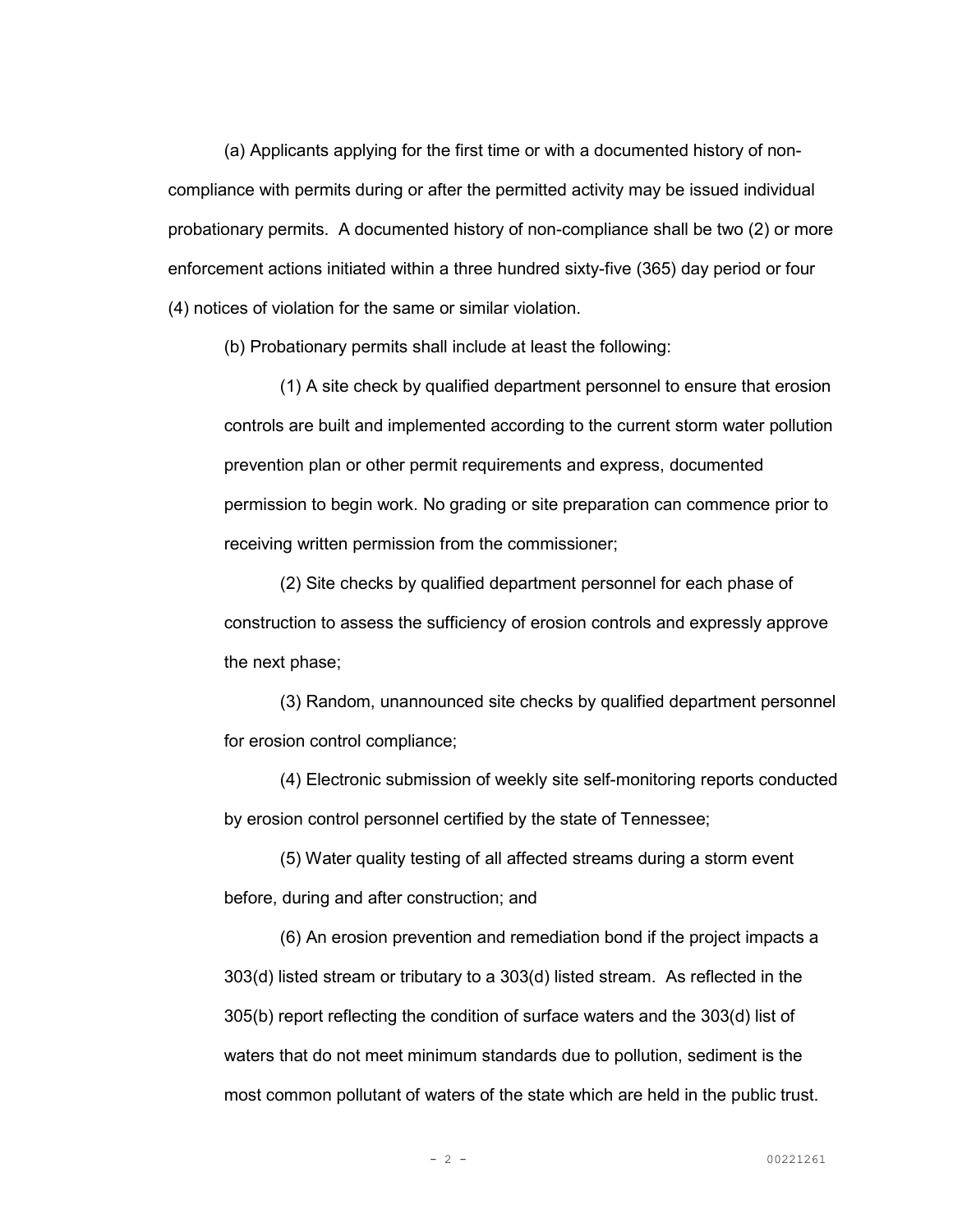(a) Applicants applying for the first time or with a documented history of non-compliance with permits during or after the permitted activity may be issued individual probationary permits. A documented history of non-compliance shall be two (2) or more enforcement actions initiated within a three hundred sixty-five (365) day period or four (4) notices of violation for the same or similar violation.

(b) Probationary permits shall include at least the following:

(1) A site check by qualified department personnel to ensure that erosion controls are built and implemented according to the current storm water pollution prevention plan or other permit requirements and express, documented permission to begin work. No grading or site preparation can commence prior to receiving written permission from the commissioner;

(2) Site checks by qualified department personnel for each phase of construction to assess the sufficiency of erosion controls and expressly approve the next phase;

(3) Random, unannounced site checks by qualified department personnel for erosion control compliance;

(4) Electronic submission of weekly site self-monitoring reports conducted by erosion control personnel certified by the state of Tennessee;

(5) Water quality testing of all affected streams during a storm event before, during and after construction; and

(6) An erosion prevention and remediation bond if the project impacts a 303(d) listed stream or tributary to a 303(d) listed stream. As reflected in the 305(b) report reflecting the condition of surface waters and the 303(d) list of waters that do not meet minimum standards due to pollution, sediment is the most common pollutant of waters of the state which are held in the public trust.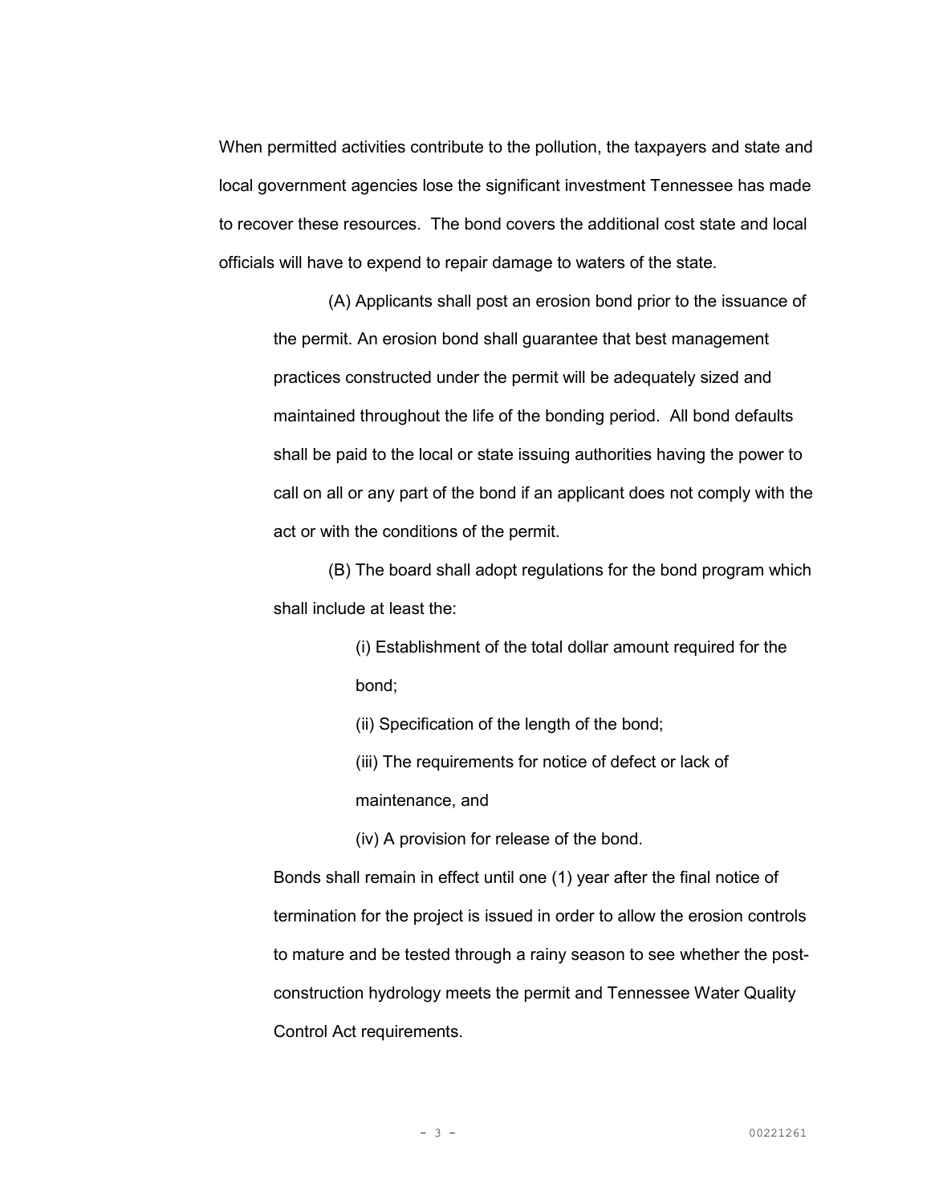When permitted activities contribute to the pollution, the taxpayers and state and local government agencies lose the significant investment Tennessee has made to recover these resources. The bond covers the additional cost state and local officials will have to expend to repair damage to waters of the state.

(A) Applicants shall post an erosion bond prior to the issuance of the permit. An erosion bond shall guarantee that best management practices constructed under the permit will be adequately sized and maintained throughout the life of the bonding period. All bond defaults shall be paid to the local or state issuing authorities having the power to call on all or any part of the bond if an applicant does not comply with the act or with the conditions of the permit.

(B) The board shall adopt regulations for the bond program which shall include at least the:

(i) Establishment of the total dollar amount required for the bond;

(ii) Specification of the length of the bond;

(iii) The requirements for notice of defect or lack of maintenance, and

(iv) A provision for release of the bond.

Bonds shall remain in effect until one (1) year after the final notice of termination for the project is issued in order to allow the erosion controls to mature and be tested through a rainy season to see whether the post-construction hydrology meets the permit and Tennessee Water Quality Control Act requirements.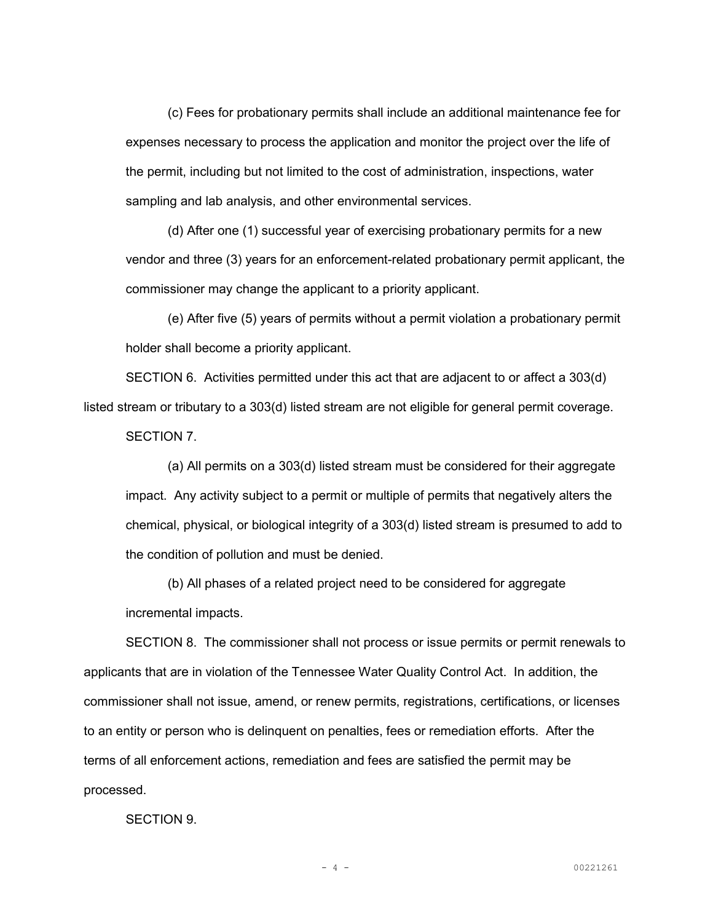(c) Fees for probationary permits shall include an additional maintenance fee for expenses necessary to process the application and monitor the project over the life of the permit, including but not limited to the cost of administration, inspections, water sampling and lab analysis, and other environmental services.

(d) After one (1) successful year of exercising probationary permits for a new vendor and three (3) years for an enforcement-related probationary permit applicant, the commissioner may change the applicant to a priority applicant.

(e) After five (5) years of permits without a permit violation a probationary permit holder shall become a priority applicant.

SECTION 6. Activities permitted under this act that are adjacent to or affect a 303(d) listed stream or tributary to a 303(d) listed stream are not eligible for general permit coverage.

SECTION 7.

(a) All permits on a 303(d) listed stream must be considered for their aggregate impact. Any activity subject to a permit or multiple of permits that negatively alters the chemical, physical, or biological integrity of a 303(d) listed stream is presumed to add to the condition of pollution and must be denied.

(b) All phases of a related project need to be considered for aggregate incremental impacts.

SECTION 8. The commissioner shall not process or issue permits or permit renewals to applicants that are in violation of the Tennessee Water Quality Control Act. In addition, the commissioner shall not issue, amend, or renew permits, registrations, certifications, or licenses to an entity or person who is delinquent on penalties, fees or remediation efforts. After the terms of all enforcement actions, remediation and fees are satisfied the permit may be processed.

SECTION 9.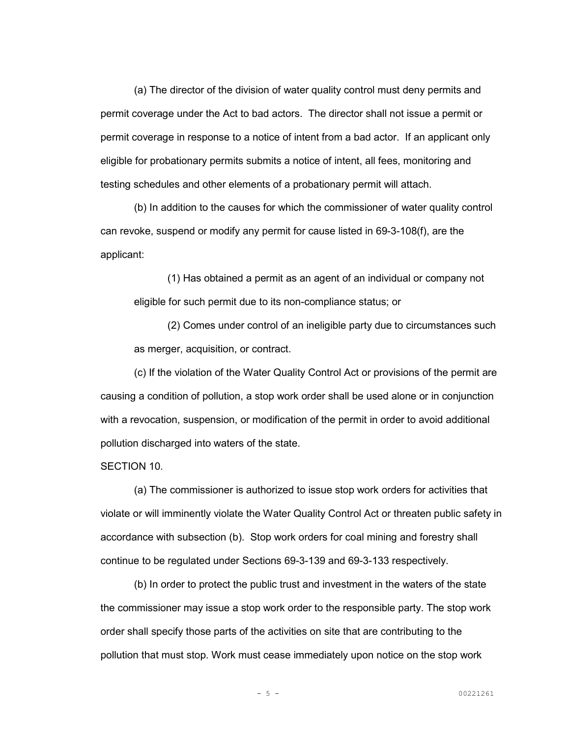(a) The director of the division of water quality control must deny permits and permit coverage under the Act to bad actors. The director shall not issue a permit or permit coverage in response to a notice of intent from a bad actor. If an applicant only eligible for probationary permits submits a notice of intent, all fees, monitoring and testing schedules and other elements of a probationary permit will attach.

(b) In addition to the causes for which the commissioner of water quality control can revoke, suspend or modify any permit for cause listed in 69-3-108(f), are the applicant:

(1) Has obtained a permit as an agent of an individual or company not eligible for such permit due to its non-compliance status; or

(2) Comes under control of an ineligible party due to circumstances such as merger, acquisition, or contract.

(c) If the violation of the Water Quality Control Act or provisions of the permit are causing a condition of pollution, a stop work order shall be used alone or in conjunction with a revocation, suspension, or modification of the permit in order to avoid additional pollution discharged into waters of the state.

SECTION 10.

(a) The commissioner is authorized to issue stop work orders for activities that violate or will imminently violate the Water Quality Control Act or threaten public safety in accordance with subsection (b). Stop work orders for coal mining and forestry shall continue to be regulated under Sections 69-3-139 and 69-3-133 respectively.

(b) In order to protect the public trust and investment in the waters of the state the commissioner may issue a stop work order to the responsible party. The stop work order shall specify those parts of the activities on site that are contributing to the pollution that must stop. Work must cease immediately upon notice on the stop work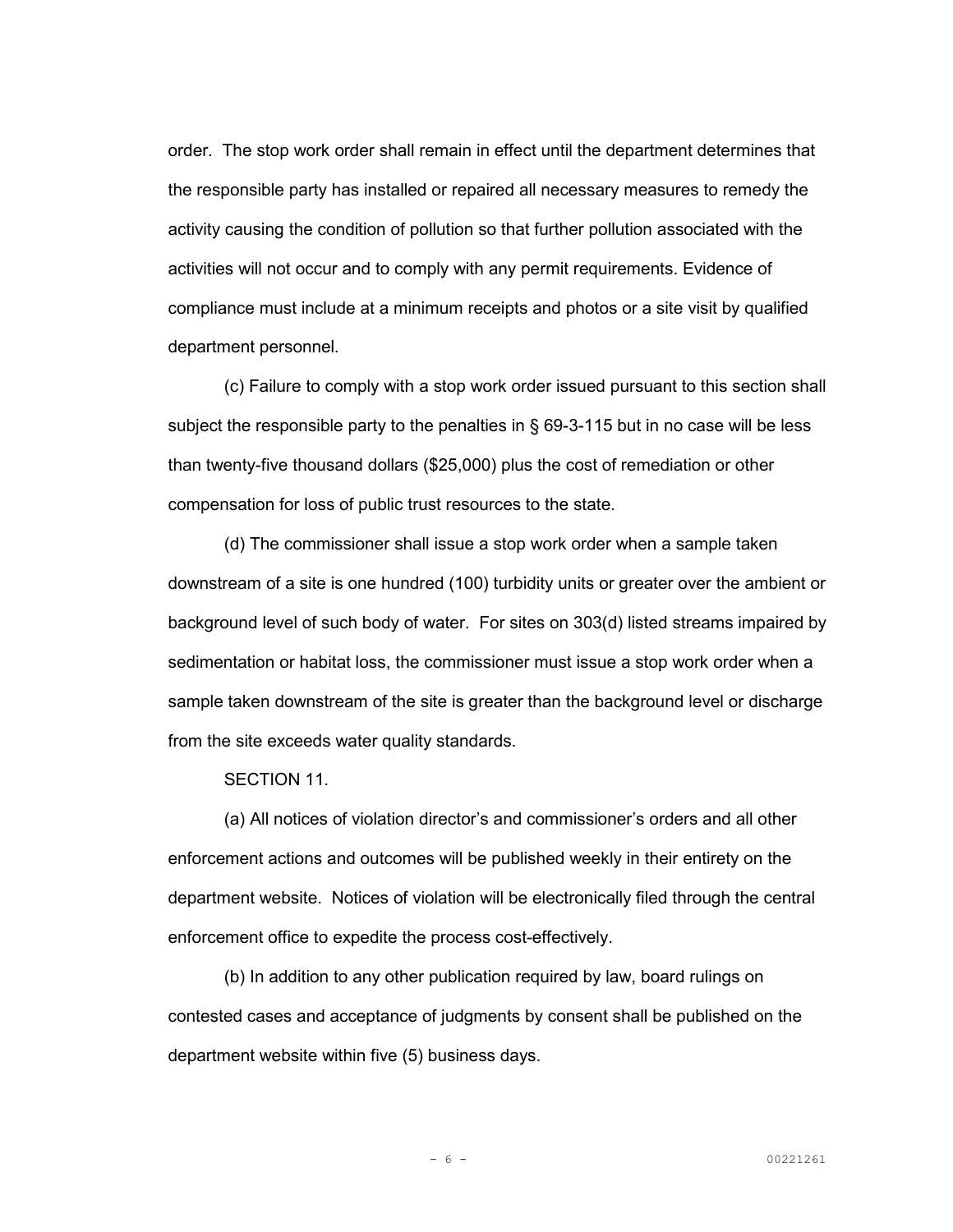order. The stop work order shall remain in effect until the department determines that the responsible party has installed or repaired all necessary measures to remedy the activity causing the condition of pollution so that further pollution associated with the activities will not occur and to comply with any permit requirements. Evidence of compliance must include at a minimum receipts and photos or a site visit by qualified department personnel.

(c) Failure to comply with a stop work order issued pursuant to this section shall subject the responsible party to the penalties in § 69-3-115 but in no case will be less than twenty-five thousand dollars ($25,000) plus the cost of remediation or other compensation for loss of public trust resources to the state.

(d) The commissioner shall issue a stop work order when a sample taken downstream of a site is one hundred (100) turbidity units or greater over the ambient or background level of such body of water. For sites on 303(d) listed streams impaired by sedimentation or habitat loss, the commissioner must issue a stop work order when a sample taken downstream of the site is greater than the background level or discharge from the site exceeds water quality standards.

SECTION 11.

(a) All notices of violation director's and commissioner's orders and all other enforcement actions and outcomes will be published weekly in their entirety on the department website. Notices of violation will be electronically filed through the central enforcement office to expedite the process cost-effectively.

(b) In addition to any other publication required by law, board rulings on contested cases and acceptance of judgments by consent shall be published on the department website within five (5) business days.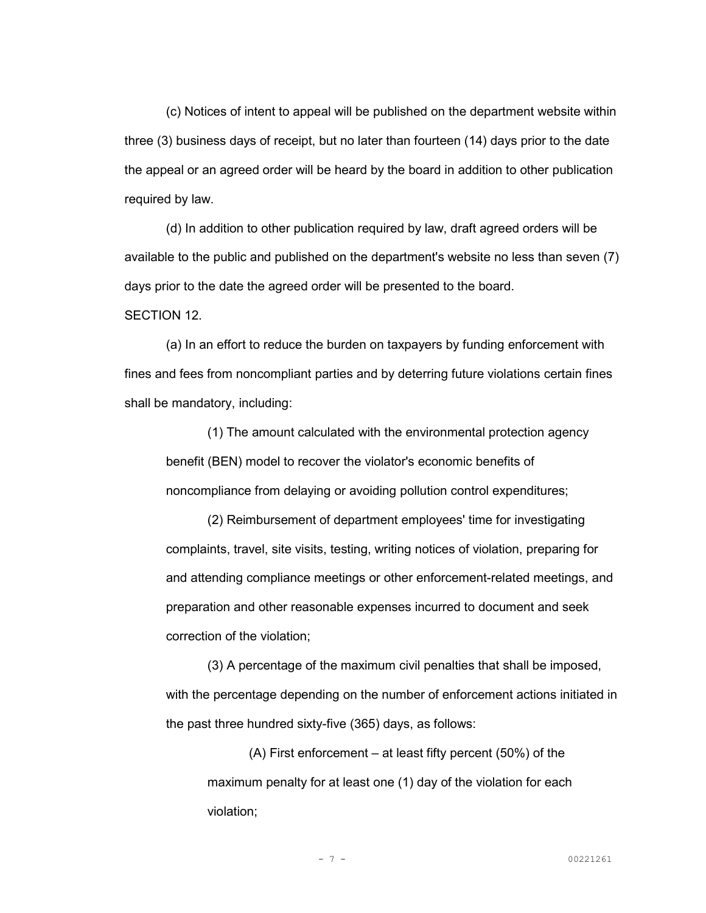(c) Notices of intent to appeal will be published on the department website within three (3) business days of receipt, but no later than fourteen (14) days prior to the date the appeal or an agreed order will be heard by the board in addition to other publication required by law.

(d) In addition to other publication required by law, draft agreed orders will be available to the public and published on the department's website no less than seven (7) days prior to the date the agreed order will be presented to the board.

SECTION 12.

(a) In an effort to reduce the burden on taxpayers by funding enforcement with fines and fees from noncompliant parties and by deterring future violations certain fines shall be mandatory, including:

(1) The amount calculated with the environmental protection agency benefit (BEN) model to recover the violator's economic benefits of noncompliance from delaying or avoiding pollution control expenditures;

(2) Reimbursement of department employees' time for investigating complaints, travel, site visits, testing, writing notices of violation, preparing for and attending compliance meetings or other enforcement-related meetings, and preparation and other reasonable expenses incurred to document and seek correction of the violation;

(3) A percentage of the maximum civil penalties that shall be imposed, with the percentage depending on the number of enforcement actions initiated in the past three hundred sixty-five (365) days, as follows:

(A) First enforcement – at least fifty percent (50%) of the maximum penalty for at least one (1) day of the violation for each violation;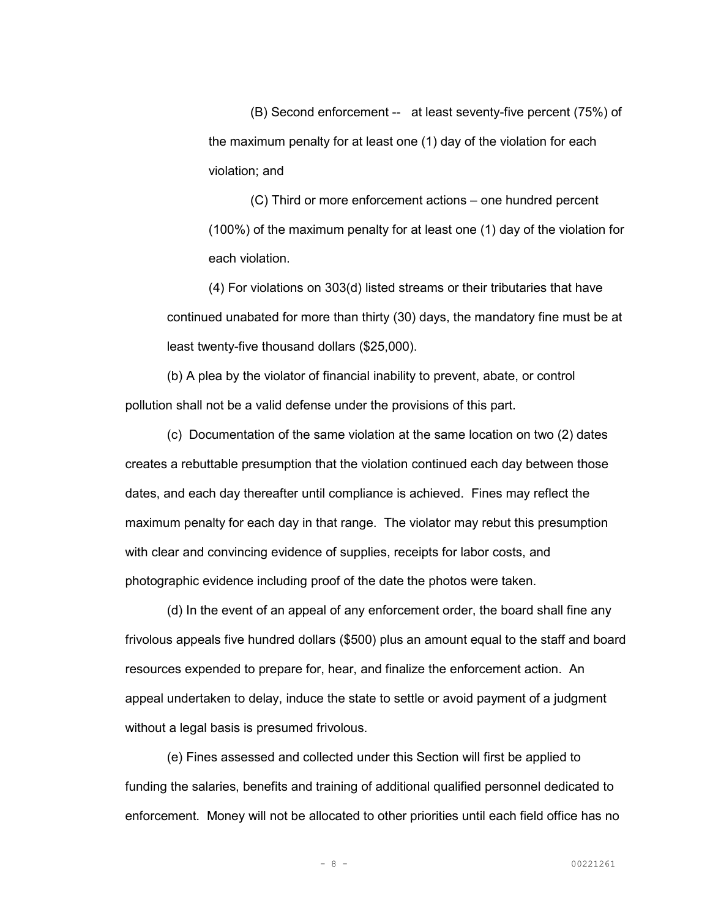(B) Second enforcement -- at least seventy-five percent (75%) of the maximum penalty for at least one (1) day of the violation for each violation; and

(C) Third or more enforcement actions – one hundred percent (100%) of the maximum penalty for at least one (1) day of the violation for each violation.

(4) For violations on 303(d) listed streams or their tributaries that have continued unabated for more than thirty (30) days, the mandatory fine must be at least twenty-five thousand dollars ($25,000).

(b) A plea by the violator of financial inability to prevent, abate, or control pollution shall not be a valid defense under the provisions of this part.

(c) Documentation of the same violation at the same location on two (2) dates creates a rebuttable presumption that the violation continued each day between those dates, and each day thereafter until compliance is achieved. Fines may reflect the maximum penalty for each day in that range. The violator may rebut this presumption with clear and convincing evidence of supplies, receipts for labor costs, and photographic evidence including proof of the date the photos were taken.

(d) In the event of an appeal of any enforcement order, the board shall fine any frivolous appeals five hundred dollars ($500) plus an amount equal to the staff and board resources expended to prepare for, hear, and finalize the enforcement action. An appeal undertaken to delay, induce the state to settle or avoid payment of a judgment without a legal basis is presumed frivolous.

(e) Fines assessed and collected under this Section will first be applied to funding the salaries, benefits and training of additional qualified personnel dedicated to enforcement. Money will not be allocated to other priorities until each field office has no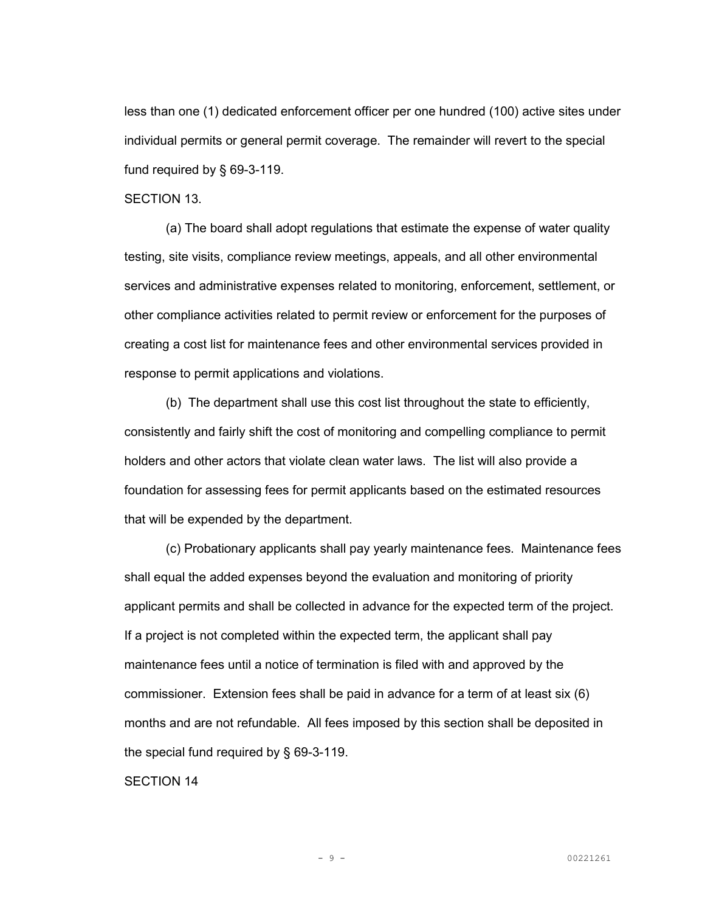less than one (1) dedicated enforcement officer per one hundred (100) active sites under individual permits or general permit coverage. The remainder will revert to the special fund required by § 69-3-119.

SECTION 13.

(a) The board shall adopt regulations that estimate the expense of water quality testing, site visits, compliance review meetings, appeals, and all other environmental services and administrative expenses related to monitoring, enforcement, settlement, or other compliance activities related to permit review or enforcement for the purposes of creating a cost list for maintenance fees and other environmental services provided in response to permit applications and violations.

(b) The department shall use this cost list throughout the state to efficiently, consistently and fairly shift the cost of monitoring and compelling compliance to permit holders and other actors that violate clean water laws. The list will also provide a foundation for assessing fees for permit applicants based on the estimated resources that will be expended by the department.

(c) Probationary applicants shall pay yearly maintenance fees. Maintenance fees shall equal the added expenses beyond the evaluation and monitoring of priority applicant permits and shall be collected in advance for the expected term of the project. If a project is not completed within the expected term, the applicant shall pay maintenance fees until a notice of termination is filed with and approved by the commissioner. Extension fees shall be paid in advance for a term of at least six (6) months and are not refundable. All fees imposed by this section shall be deposited in the special fund required by § 69-3-119.

SECTION 14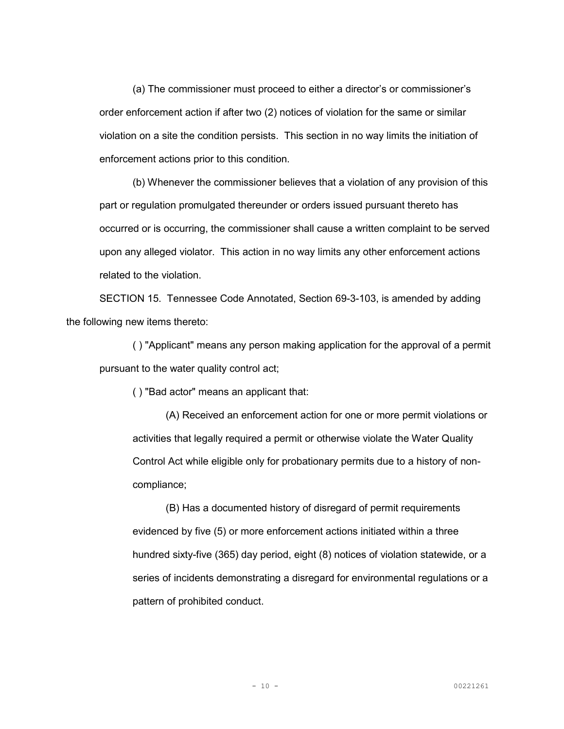(a) The commissioner must proceed to either a director's or commissioner's order enforcement action if after two (2) notices of violation for the same or similar violation on a site the condition persists. This section in no way limits the initiation of enforcement actions prior to this condition.

(b) Whenever the commissioner believes that a violation of any provision of this part or regulation promulgated thereunder or orders issued pursuant thereto has occurred or is occurring, the commissioner shall cause a written complaint to be served upon any alleged violator. This action in no way limits any other enforcement actions related to the violation.

SECTION 15. Tennessee Code Annotated, Section 69-3-103, is amended by adding the following new items thereto:

( ) "Applicant" means any person making application for the approval of a permit pursuant to the water quality control act;

( ) "Bad actor" means an applicant that:

(A) Received an enforcement action for one or more permit violations or activities that legally required a permit or otherwise violate the Water Quality Control Act while eligible only for probationary permits due to a history of non-compliance;

(B) Has a documented history of disregard of permit requirements evidenced by five (5) or more enforcement actions initiated within a three hundred sixty-five (365) day period, eight (8) notices of violation statewide, or a series of incidents demonstrating a disregard for environmental regulations or a pattern of prohibited conduct.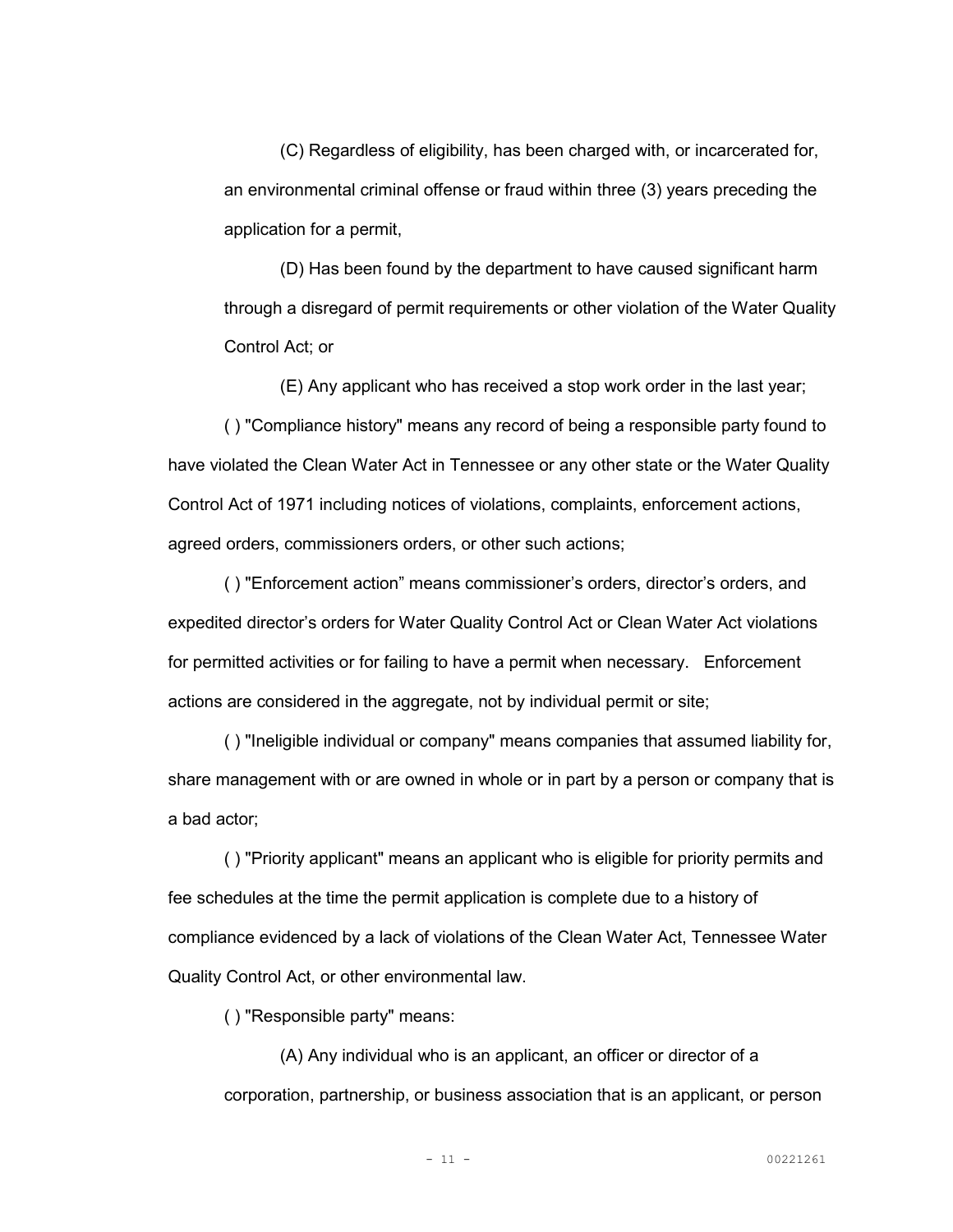(C) Regardless of eligibility, has been charged with, or incarcerated for, an environmental criminal offense or fraud within three (3) years preceding the application for a permit,

(D) Has been found by the department to have caused significant harm through a disregard of permit requirements or other violation of the Water Quality Control Act; or

(E) Any applicant who has received a stop work order in the last year;

( ) "Compliance history" means any record of being a responsible party found to have violated the Clean Water Act in Tennessee or any other state or the Water Quality Control Act of 1971 including notices of violations, complaints, enforcement actions, agreed orders, commissioners orders, or other such actions;

( ) "Enforcement action" means commissioner's orders, director's orders, and expedited director's orders for Water Quality Control Act or Clean Water Act violations for permitted activities or for failing to have a permit when necessary. Enforcement actions are considered in the aggregate, not by individual permit or site;

( ) "Ineligible individual or company" means companies that assumed liability for, share management with or are owned in whole or in part by a person or company that is a bad actor;

( ) "Priority applicant" means an applicant who is eligible for priority permits and fee schedules at the time the permit application is complete due to a history of compliance evidenced by a lack of violations of the Clean Water Act, Tennessee Water Quality Control Act, or other environmental law.

( ) "Responsible party" means:

(A) Any individual who is an applicant, an officer or director of a corporation, partnership, or business association that is an applicant, or person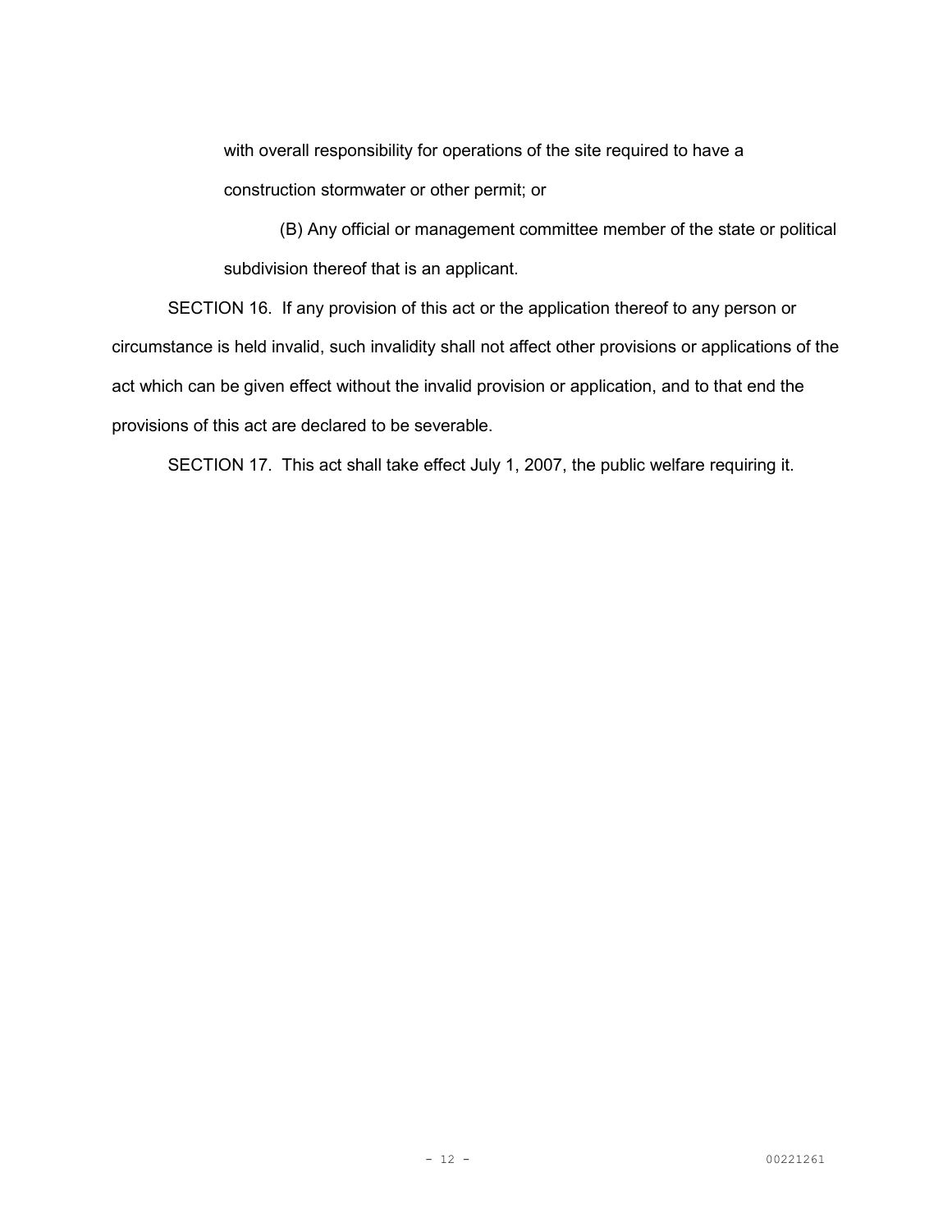with overall responsibility for operations of the site required to have a construction stormwater or other permit; or

(B) Any official or management committee member of the state or political subdivision thereof that is an applicant.

SECTION 16. If any provision of this act or the application thereof to any person or circumstance is held invalid, such invalidity shall not affect other provisions or applications of the act which can be given effect without the invalid provision or application, and to that end the provisions of this act are declared to be severable.

SECTION 17. This act shall take effect July 1, 2007, the public welfare requiring it.